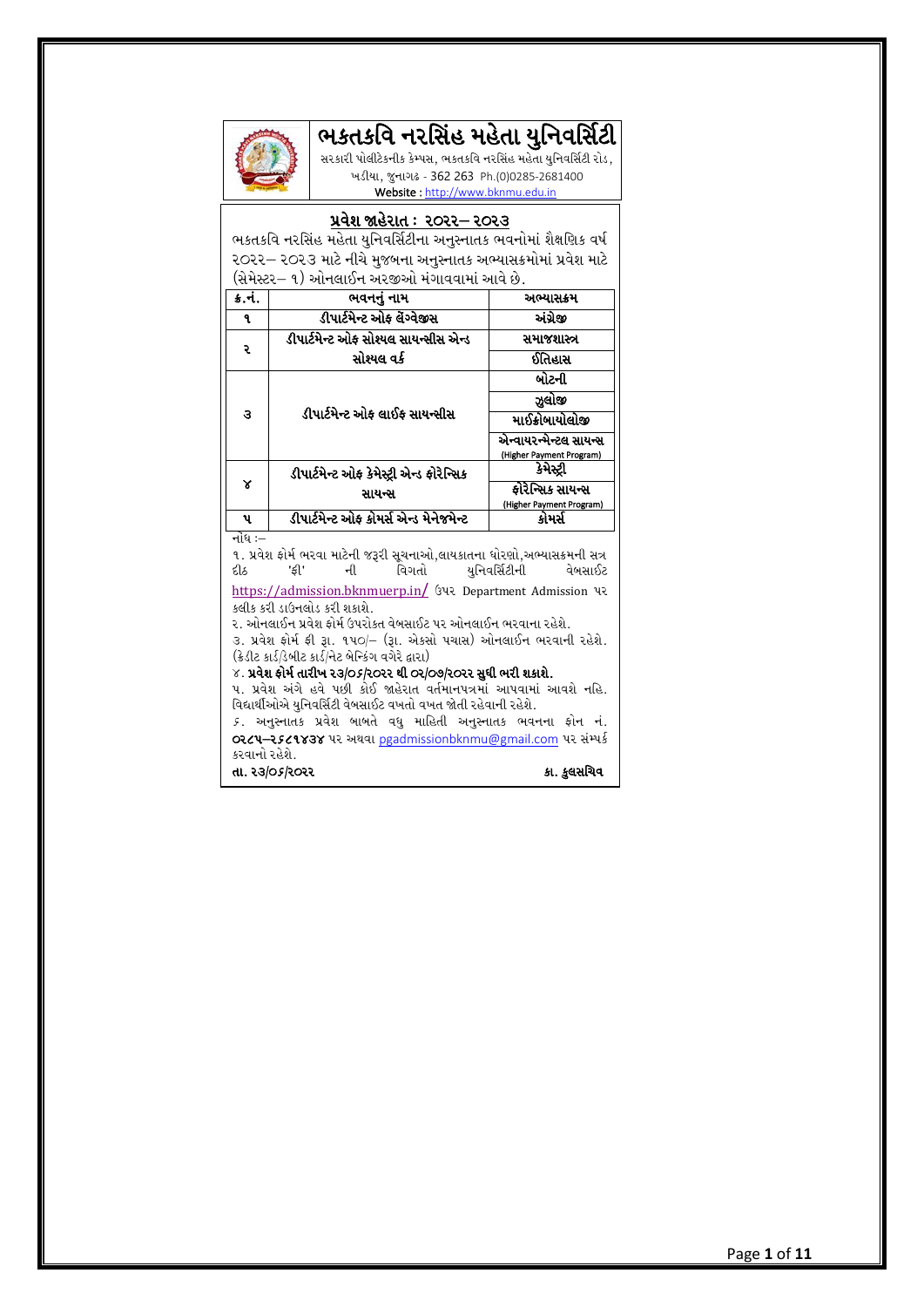# ભકતકવિ નરસિંહ મહેતા યુનિવર્સિટી

સરકારી પોલીટેકનીક કેમ્પસ, ભકતકવિ નરસિંહ મહેતા યુનિવર્સિટી રોડ, ખડીયા, જૂનાગઢ - 362 263 Ph.(0)0285-2681400

Website : http://www.bknmu.edu.in

## પ્રવેશ જાહેરાત : ૨૦૨૨– ૨૦૨૩

ભકતકવિ નરસિંહ મહેતા યુનિવર્સિટીના અનુસ્નાતક ભવનોમાં શૈક્ષણિક વર્ષ ૨૦૨૨– ૨૦૨૩ માટે નીચે મુજબના અનુસ્નાતક અભ્યાસક્રમોમાં પ્રવેશ માટે (સેમેસ્ટર– ૧) ઓનલાઈન અરજીઓ મંગાવવામાં આવે છે.

| ક્ર.નં. | ભવનનું નામ | અભ્યાસક્રમ |
|---|---|---|
| ૧ | ડીપાર્ટમેન્ટ ઓફ લેંગ્વેજીસ | અંગ્રેજી |
| ૨ | ડીપાર્ટમેન્ટ ઓફ સોશ્યલ સાયન્સીસ એન્ડ સોશ્યલ વર્ક | સમાજશાસ્ત્ર |
| | | ઈતિહાસ |
| ૩ | ડીપાર્ટમેન્ટ ઓફ લાઈફ સાયન્સીસ | બોટની |
| | | ઝુલોજી |
| | | માઈક્રોબાયોલોજી |
| | | એન્વાયરન્મેન્ટલ સાયન્સ (Higher Payment Program) |
| ૪ | ડીપાર્ટમેન્ટ ઓફ કેમેસ્ટ્રી એન્ડ ફોરેન્સિક સાયન્સ | કેમેસ્ટ્રી |
| | | ફોરેન્સિક સાયન્સ (Higher Payment Program) |
| ૫ | ડીપાર્ટમેન્ટ ઓફ કોમર્સ એન્ડ મેનેજમેન્ટ | કોમર્સ |

નોંધ :–

૧. પ્રવેશ ફોર્મ ભરવા માટેની જરૂરી સૂચનાઓ,લાયકાતના ધોરણો,અભ્યાસક્રમની સત્ર દીઠ 'ફી' ની વિગતો યુનિવર્સિટીની વેબસાઈટ https://admission.bknmuerp.in/ ઉપર Department Admission પર કલીક કરી ડાઉનલોડ કરી શકાશે.

૨. ઓનલાઈન પ્રવેશ ફોર્મ ઉપરોકત વેબસાઈટ પર ઓનલાઈન ભરવાના રહેશે.

૩. પ્રવેશ ફોર્મ ફી રૂા. ૧૫૦/– (રૂા. એકસો પચાસ) ઓનલાઈન ભરવાની રહેશે. (ક્રેડીટ કાર્ડ/ડેબીટ કાર્ડ/નેટ બેન્કિંગ વગેરે દ્વારા)

૪. **પ્રવેશ ફોર્મ તારીખ ૨૩/૦૬/૨૦૨૨ થી ૦૨/૦૭/૨૦૨૨ સુધી ભરી શકાશે.**

૫. પ્રવેશ અંગે હવે પછી કોઈ જાહેરાત વર્તમાનપત્રમાં આપવામાં આવશે નહિ. વિદ્યાર્થીઓએ યુનિવર્સિટી વેબસાઈટ વખતો વખત જોતી રહેવાની રહેશે.

૬. અનુસ્નાતક પ્રવેશ બાબતે વધુ માહિતી અનુસ્નાતક ભવનના ફોન નં. **૦૨૮૫–૨૬૮૧૪૩૪** પર અથવા pgadmissionbknmu@gmail.com પર સંપર્ક કરવાનો રહેશે.

**તા. ૨૩/૦૬/૨૦૨૨** **કા. કુલસચિવ**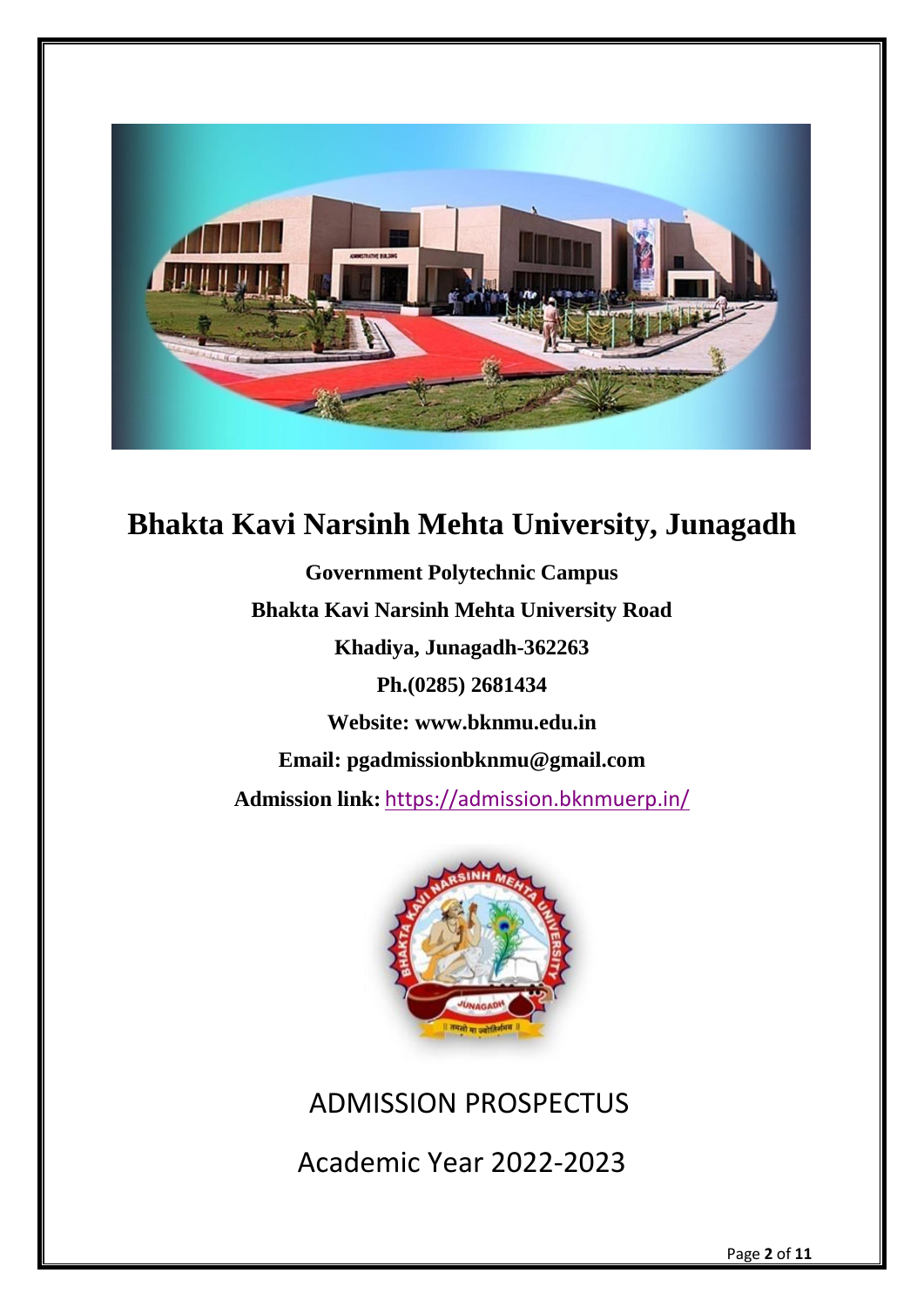# Bhakta Kavi Narsinh Mehta University, Junagadh

**Government Polytechnic Campus**

**Bhakta Kavi Narsinh Mehta University Road**

**Khadiya, Junagadh-362263**

**Ph.(0285) 2681434**

**Website: www.bknmu.edu.in**

**Email: pgadmissionbknmu@gmail.com**

**Admission link:** https://admission.bknmuerp.in/

ADMISSION PROSPECTUS

Academic Year 2022-2023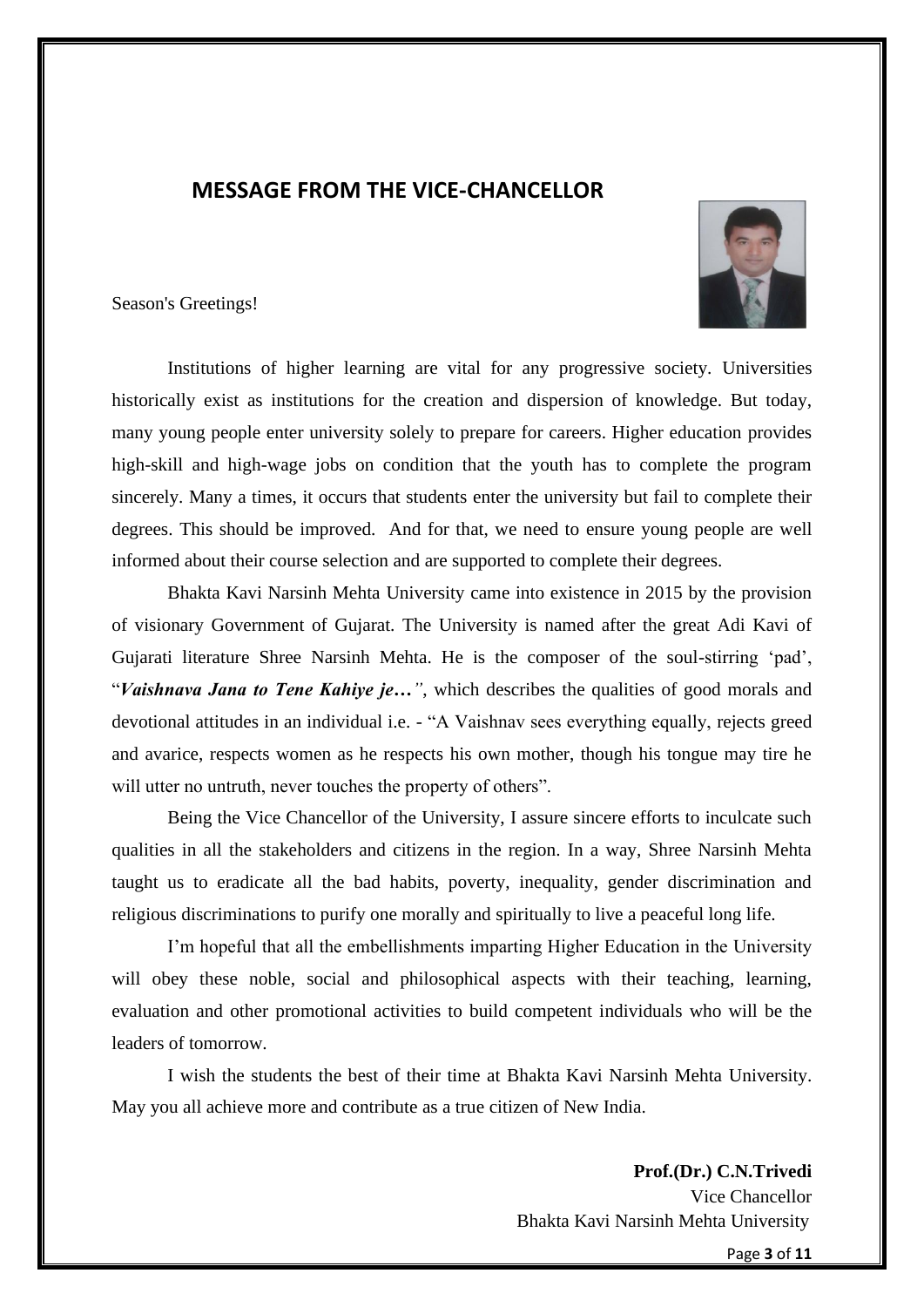## MESSAGE FROM THE VICE-CHANCELLOR

Season's Greetings!

Institutions of higher learning are vital for any progressive society. Universities historically exist as institutions for the creation and dispersion of knowledge. But today, many young people enter university solely to prepare for careers. Higher education provides high-skill and high-wage jobs on condition that the youth has to complete the program sincerely. Many a times, it occurs that students enter the university but fail to complete their degrees. This should be improved. And for that, we need to ensure young people are well informed about their course selection and are supported to complete their degrees.

Bhakta Kavi Narsinh Mehta University came into existence in 2015 by the provision of visionary Government of Gujarat. The University is named after the great Adi Kavi of Gujarati literature Shree Narsinh Mehta. He is the composer of the soul-stirring 'pad', "***Vaishnava Jana to Tene Kahiye je…***", which describes the qualities of good morals and devotional attitudes in an individual i.e. - "A Vaishnav sees everything equally, rejects greed and avarice, respects women as he respects his own mother, though his tongue may tire he will utter no untruth, never touches the property of others".

Being the Vice Chancellor of the University, I assure sincere efforts to inculcate such qualities in all the stakeholders and citizens in the region. In a way, Shree Narsinh Mehta taught us to eradicate all the bad habits, poverty, inequality, gender discrimination and religious discriminations to purify one morally and spiritually to live a peaceful long life.

I'm hopeful that all the embellishments imparting Higher Education in the University will obey these noble, social and philosophical aspects with their teaching, learning, evaluation and other promotional activities to build competent individuals who will be the leaders of tomorrow.

I wish the students the best of their time at Bhakta Kavi Narsinh Mehta University. May you all achieve more and contribute as a true citizen of New India.

**Prof.(Dr.) C.N.Trivedi**
Vice Chancellor
Bhakta Kavi Narsinh Mehta University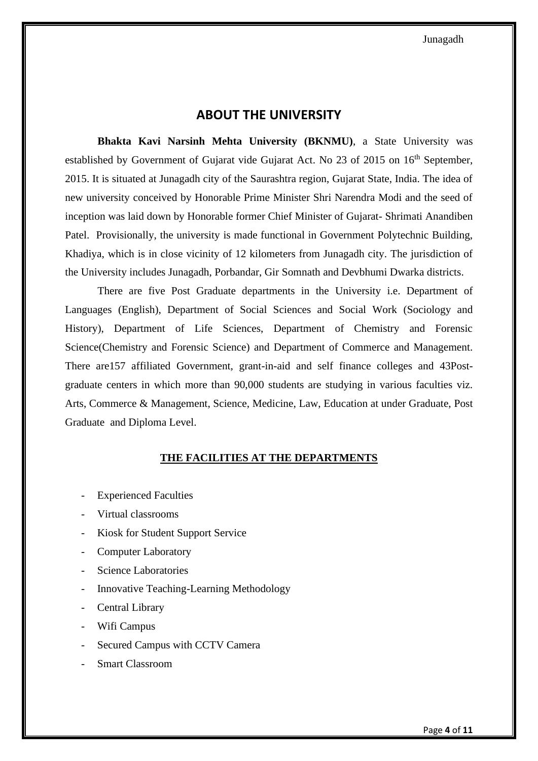## ABOUT THE UNIVERSITY

**Bhakta Kavi Narsinh Mehta University (BKNMU)**, a State University was established by Government of Gujarat vide Gujarat Act. No 23 of 2015 on 16th September, 2015. It is situated at Junagadh city of the Saurashtra region, Gujarat State, India. The idea of new university conceived by Honorable Prime Minister Shri Narendra Modi and the seed of inception was laid down by Honorable former Chief Minister of Gujarat- Shrimati Anandiben Patel. Provisionally, the university is made functional in Government Polytechnic Building, Khadiya, which is in close vicinity of 12 kilometers from Junagadh city. The jurisdiction of the University includes Junagadh, Porbandar, Gir Somnath and Devbhumi Dwarka districts.

There are five Post Graduate departments in the University i.e. Department of Languages (English), Department of Social Sciences and Social Work (Sociology and History), Department of Life Sciences, Department of Chemistry and Forensic Science(Chemistry and Forensic Science) and Department of Commerce and Management. There are157 affiliated Government, grant-in-aid and self finance colleges and 43Post-graduate centers in which more than 90,000 students are studying in various faculties viz. Arts, Commerce & Management, Science, Medicine, Law, Education at under Graduate, Post Graduate and Diploma Level.

**THE FACILITIES AT THE DEPARTMENTS**

- Experienced Faculties
- Virtual classrooms
- Kiosk for Student Support Service
- Computer Laboratory
- Science Laboratories
- Innovative Teaching-Learning Methodology
- Central Library
- Wifi Campus
- Secured Campus with CCTV Camera
- Smart Classroom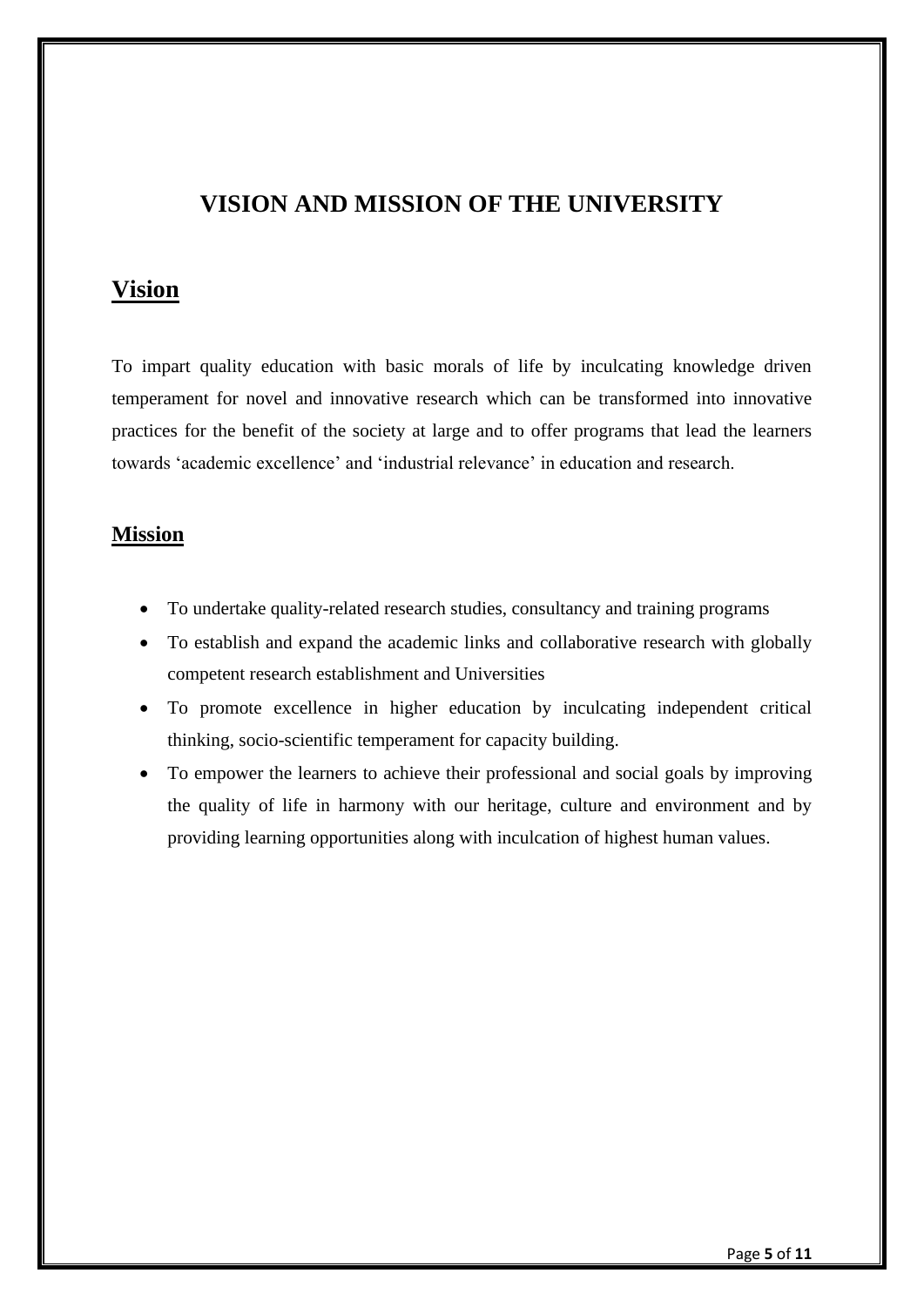# VISION AND MISSION OF THE UNIVERSITY

## Vision

To impart quality education with basic morals of life by inculcating knowledge driven temperament for novel and innovative research which can be transformed into innovative practices for the benefit of the society at large and to offer programs that lead the learners towards 'academic excellence' and 'industrial relevance' in education and research.

## Mission

- To undertake quality-related research studies, consultancy and training programs
- To establish and expand the academic links and collaborative research with globally competent research establishment and Universities
- To promote excellence in higher education by inculcating independent critical thinking, socio-scientific temperament for capacity building.
- To empower the learners to achieve their professional and social goals by improving the quality of life in harmony with our heritage, culture and environment and by providing learning opportunities along with inculcation of highest human values.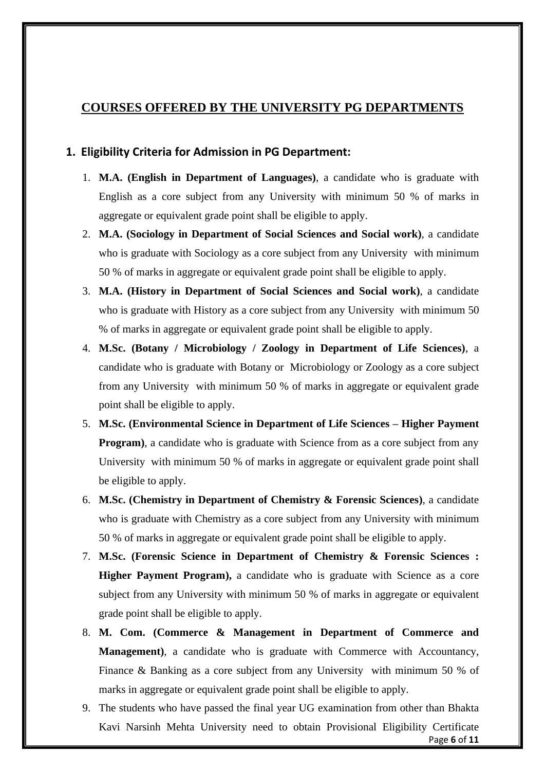## COURSES OFFERED BY THE UNIVERSITY PG DEPARTMENTS

### 1. Eligibility Criteria for Admission in PG Department:

1. **M.A. (English in Department of Languages)**, a candidate who is graduate with English as a core subject from any University with minimum 50 % of marks in aggregate or equivalent grade point shall be eligible to apply.
2. **M.A. (Sociology in Department of Social Sciences and Social work)**, a candidate who is graduate with Sociology as a core subject from any University with minimum 50 % of marks in aggregate or equivalent grade point shall be eligible to apply.
3. **M.A. (History in Department of Social Sciences and Social work)**, a candidate who is graduate with History as a core subject from any University with minimum 50 % of marks in aggregate or equivalent grade point shall be eligible to apply.
4. **M.Sc. (Botany / Microbiology / Zoology in Department of Life Sciences)**, a candidate who is graduate with Botany or Microbiology or Zoology as a core subject from any University with minimum 50 % of marks in aggregate or equivalent grade point shall be eligible to apply.
5. **M.Sc. (Environmental Science in Department of Life Sciences – Higher Payment Program)**, a candidate who is graduate with Science from as a core subject from any University with minimum 50 % of marks in aggregate or equivalent grade point shall be eligible to apply.
6. **M.Sc. (Chemistry in Department of Chemistry & Forensic Sciences)**, a candidate who is graduate with Chemistry as a core subject from any University with minimum 50 % of marks in aggregate or equivalent grade point shall be eligible to apply.
7. **M.Sc. (Forensic Science in Department of Chemistry & Forensic Sciences : Higher Payment Program),** a candidate who is graduate with Science as a core subject from any University with minimum 50 % of marks in aggregate or equivalent grade point shall be eligible to apply.
8. **M. Com. (Commerce & Management in Department of Commerce and Management)**, a candidate who is graduate with Commerce with Accountancy, Finance & Banking as a core subject from any University with minimum 50 % of marks in aggregate or equivalent grade point shall be eligible to apply.
9. The students who have passed the final year UG examination from other than Bhakta Kavi Narsinh Mehta University need to obtain Provisional Eligibility Certificate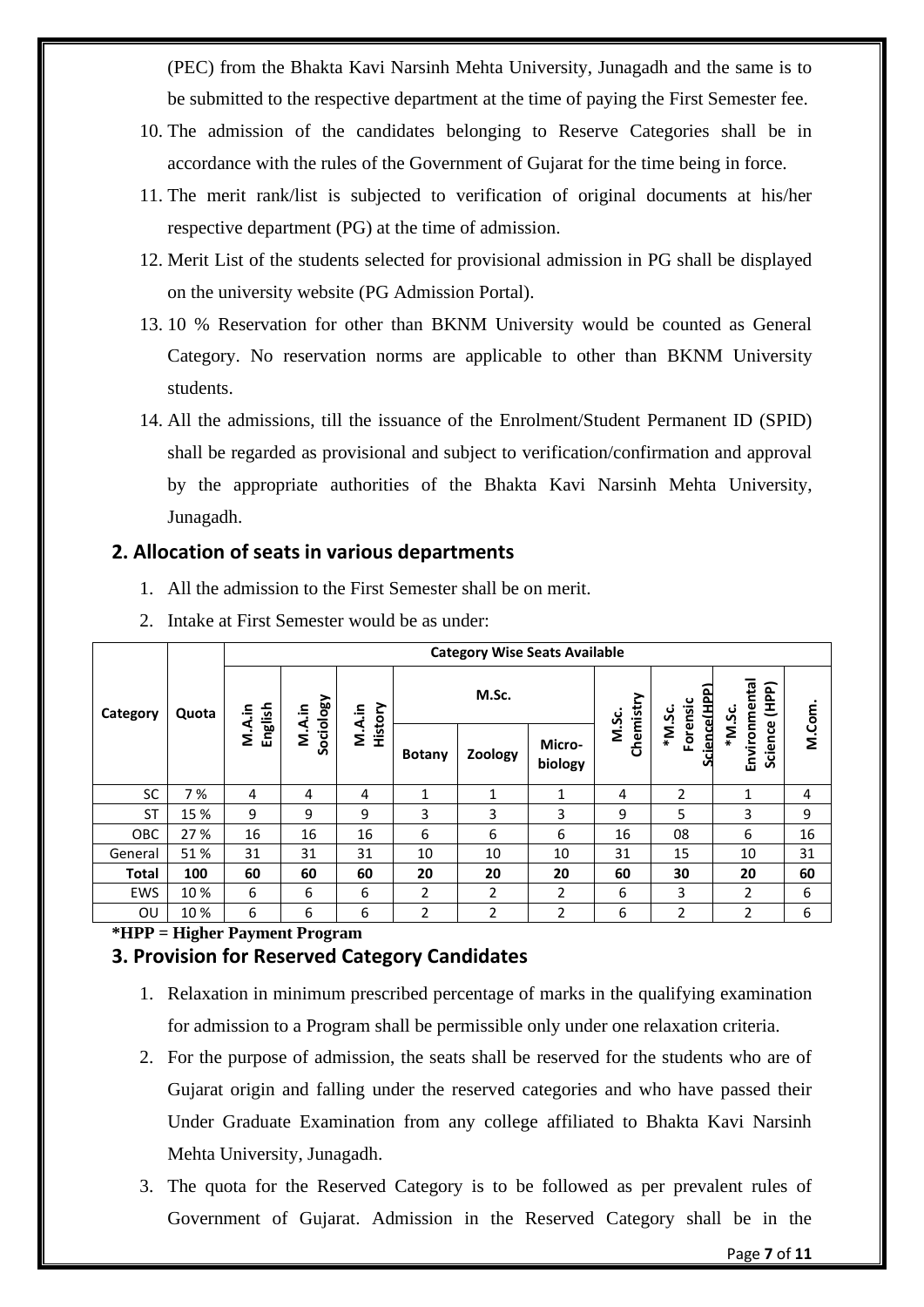(PEC) from the Bhakta Kavi Narsinh Mehta University, Junagadh and the same is to be submitted to the respective department at the time of paying the First Semester fee.

10. The admission of the candidates belonging to Reserve Categories shall be in accordance with the rules of the Government of Gujarat for the time being in force.
11. The merit rank/list is subjected to verification of original documents at his/her respective department (PG) at the time of admission.
12. Merit List of the students selected for provisional admission in PG shall be displayed on the university website (PG Admission Portal).
13. 10 % Reservation for other than BKNM University would be counted as General Category. No reservation norms are applicable to other than BKNM University students.
14. All the admissions, till the issuance of the Enrolment/Student Permanent ID (SPID) shall be regarded as provisional and subject to verification/confirmation and approval by the appropriate authorities of the Bhakta Kavi Narsinh Mehta University, Junagadh.

## 2. Allocation of seats in various departments

1. All the admission to the First Semester shall be on merit.
2. Intake at First Semester would be as under:

| Category | Quota | Category Wise Seats Available | | | | | | | | | |
|---|---|---|---|---|---|---|---|---|---|---|---|
| | | M.A.in English | M.A.in Sociology | M.A.in History | M.Sc. | | | M.Sc. Chemistry | *M.Sc. Forensic Science(HPP) | *M.Sc. Environmental Science (HPP) | M.Com. |
| | | | | | Botany | Zoology | Micro-biology | | | | |
| SC | 7 % | 4 | 4 | 4 | 1 | 1 | 1 | 4 | 2 | 1 | 4 |
| ST | 15 % | 9 | 9 | 9 | 3 | 3 | 3 | 9 | 5 | 3 | 9 |
| OBC | 27 % | 16 | 16 | 16 | 6 | 6 | 6 | 16 | 08 | 6 | 16 |
| General | 51 % | 31 | 31 | 31 | 10 | 10 | 10 | 31 | 15 | 10 | 31 |
| **Total** | **100** | **60** | **60** | **60** | **20** | **20** | **20** | **60** | **30** | **20** | **60** |
| EWS | 10 % | 6 | 6 | 6 | 2 | 2 | 2 | 6 | 3 | 2 | 6 |
| OU | 10 % | 6 | 6 | 6 | 2 | 2 | 2 | 6 | 2 | 2 | 6 |

**\*HPP = Higher Payment Program**

## 3. Provision for Reserved Category Candidates

1. Relaxation in minimum prescribed percentage of marks in the qualifying examination for admission to a Program shall be permissible only under one relaxation criteria.
2. For the purpose of admission, the seats shall be reserved for the students who are of Gujarat origin and falling under the reserved categories and who have passed their Under Graduate Examination from any college affiliated to Bhakta Kavi Narsinh Mehta University, Junagadh.
3. The quota for the Reserved Category is to be followed as per prevalent rules of Government of Gujarat. Admission in the Reserved Category shall be in the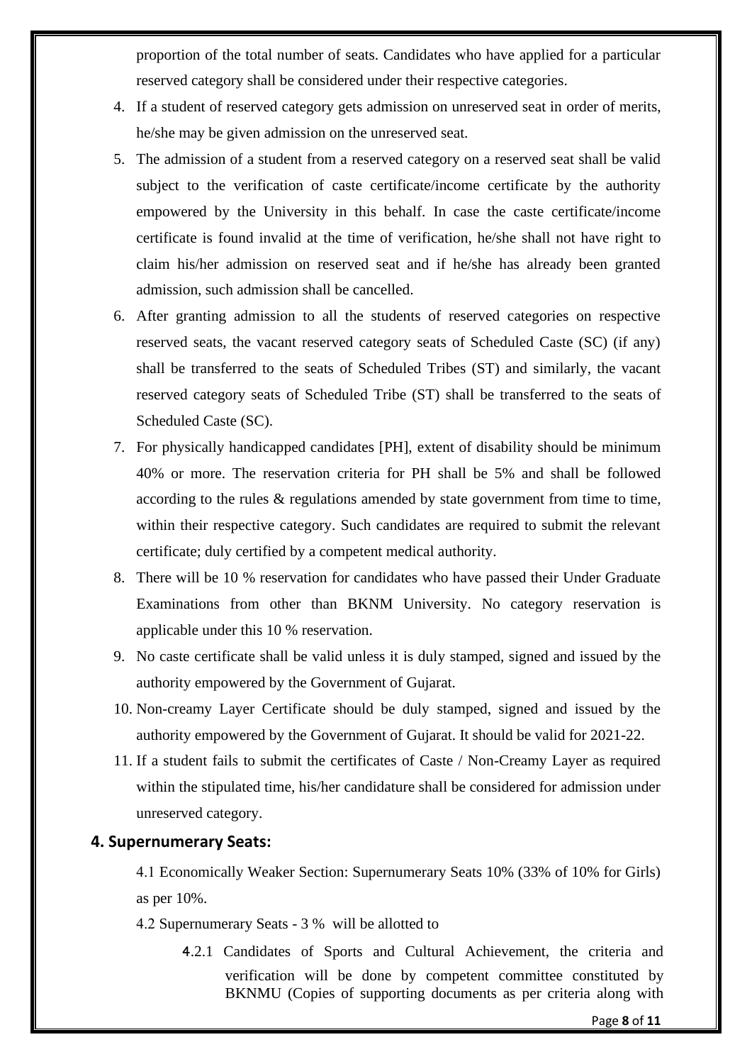proportion of the total number of seats. Candidates who have applied for a particular reserved category shall be considered under their respective categories.

4. If a student of reserved category gets admission on unreserved seat in order of merits, he/she may be given admission on the unreserved seat.
5. The admission of a student from a reserved category on a reserved seat shall be valid subject to the verification of caste certificate/income certificate by the authority empowered by the University in this behalf. In case the caste certificate/income certificate is found invalid at the time of verification, he/she shall not have right to claim his/her admission on reserved seat and if he/she has already been granted admission, such admission shall be cancelled.
6. After granting admission to all the students of reserved categories on respective reserved seats, the vacant reserved category seats of Scheduled Caste (SC) (if any) shall be transferred to the seats of Scheduled Tribes (ST) and similarly, the vacant reserved category seats of Scheduled Tribe (ST) shall be transferred to the seats of Scheduled Caste (SC).
7. For physically handicapped candidates [PH], extent of disability should be minimum 40% or more. The reservation criteria for PH shall be 5% and shall be followed according to the rules & regulations amended by state government from time to time, within their respective category. Such candidates are required to submit the relevant certificate; duly certified by a competent medical authority.
8. There will be 10 % reservation for candidates who have passed their Under Graduate Examinations from other than BKNM University. No category reservation is applicable under this 10 % reservation.
9. No caste certificate shall be valid unless it is duly stamped, signed and issued by the authority empowered by the Government of Gujarat.
10. Non-creamy Layer Certificate should be duly stamped, signed and issued by the authority empowered by the Government of Gujarat. It should be valid for 2021-22.
11. If a student fails to submit the certificates of Caste / Non-Creamy Layer as required within the stipulated time, his/her candidature shall be considered for admission under unreserved category.

## 4. Supernumerary Seats:

4.1 Economically Weaker Section: Supernumerary Seats 10% (33% of 10% for Girls) as per 10%.

4.2 Supernumerary Seats - 3 % will be allotted to

4.2.1 Candidates of Sports and Cultural Achievement, the criteria and verification will be done by competent committee constituted by BKNMU (Copies of supporting documents as per criteria along with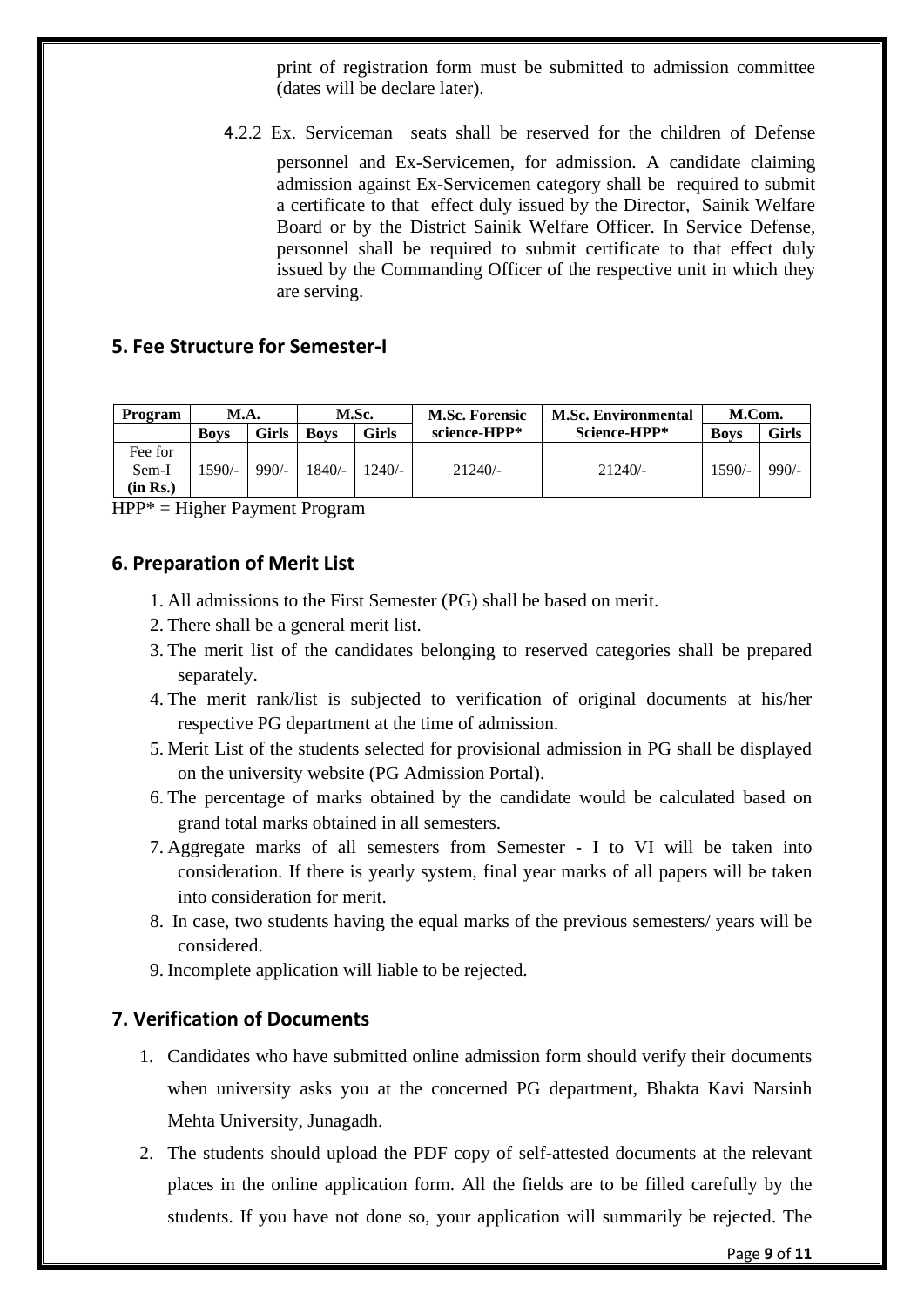print of registration form must be submitted to admission committee (dates will be declare later).

4.2.2 Ex. Serviceman seats shall be reserved for the children of Defense personnel and Ex-Servicemen, for admission. A candidate claiming admission against Ex-Servicemen category shall be required to submit a certificate to that effect duly issued by the Director, Sainik Welfare Board or by the District Sainik Welfare Officer. In Service Defense, personnel shall be required to submit certificate to that effect duly issued by the Commanding Officer of the respective unit in which they are serving.

## 5. Fee Structure for Semester-I

| Program | M.A. | | M.Sc. | | M.Sc. Forensic science-HPP* | M.Sc. Environmental Science-HPP* | M.Com. | |
|---|---|---|---|---|---|---|---|---|
| | Boys | Girls | Boys | Girls | | | Boys | Girls |
| Fee for Sem-I **(in Rs.)** | 1590/- | 990/- | 1840/- | 1240/- | 21240/- | 21240/- | 1590/- | 990/- |

HPP* = Higher Payment Program

## 6. Preparation of Merit List

1. All admissions to the First Semester (PG) shall be based on merit.
2. There shall be a general merit list.
3. The merit list of the candidates belonging to reserved categories shall be prepared separately.
4. The merit rank/list is subjected to verification of original documents at his/her respective PG department at the time of admission.
5. Merit List of the students selected for provisional admission in PG shall be displayed on the university website (PG Admission Portal).
6. The percentage of marks obtained by the candidate would be calculated based on grand total marks obtained in all semesters.
7. Aggregate marks of all semesters from Semester - I to VI will be taken into consideration. If there is yearly system, final year marks of all papers will be taken into consideration for merit.
8. In case, two students having the equal marks of the previous semesters/ years will be considered.
9. Incomplete application will liable to be rejected.

## 7. Verification of Documents

1. Candidates who have submitted online admission form should verify their documents when university asks you at the concerned PG department, Bhakta Kavi Narsinh Mehta University, Junagadh.
2. The students should upload the PDF copy of self-attested documents at the relevant places in the online application form. All the fields are to be filled carefully by the students. If you have not done so, your application will summarily be rejected. The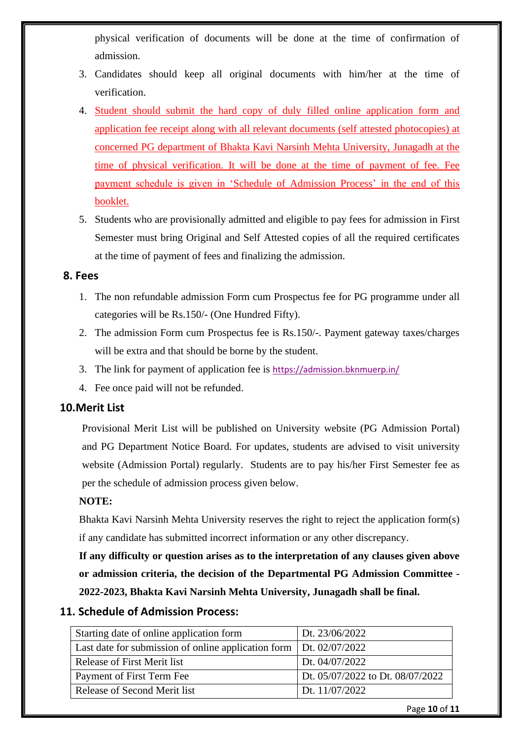physical verification of documents will be done at the time of confirmation of admission.

3. Candidates should keep all original documents with him/her at the time of verification.
4. Student should submit the hard copy of duly filled online application form and application fee receipt along with all relevant documents (self attested photocopies) at concerned PG department of Bhakta Kavi Narsinh Mehta University, Junagadh at the time of physical verification. It will be done at the time of payment of fee. Fee payment schedule is given in 'Schedule of Admission Process' in the end of this booklet.
5. Students who are provisionally admitted and eligible to pay fees for admission in First Semester must bring Original and Self Attested copies of all the required certificates at the time of payment of fees and finalizing the admission.

## 8. Fees

1. The non refundable admission Form cum Prospectus fee for PG programme under all categories will be Rs.150/- (One Hundred Fifty).
2. The admission Form cum Prospectus fee is Rs.150/-. Payment gateway taxes/charges will be extra and that should be borne by the student.
3. The link for payment of application fee is https://admission.bknmuerp.in/
4. Fee once paid will not be refunded.

## 10.Merit List

Provisional Merit List will be published on University website (PG Admission Portal) and PG Department Notice Board. For updates, students are advised to visit university website (Admission Portal) regularly. Students are to pay his/her First Semester fee as per the schedule of admission process given below.

**NOTE:**

Bhakta Kavi Narsinh Mehta University reserves the right to reject the application form(s) if any candidate has submitted incorrect information or any other discrepancy.

**If any difficulty or question arises as to the interpretation of any clauses given above or admission criteria, the decision of the Departmental PG Admission Committee - 2022-2023, Bhakta Kavi Narsinh Mehta University, Junagadh shall be final.**

## 11. Schedule of Admission Process:

| Starting date of online application form | Dt. 23/06/2022 |
|---|---|
| Last date for submission of online application form | Dt. 02/07/2022 |
| Release of First Merit list | Dt. 04/07/2022 |
| Payment of First Term Fee | Dt. 05/07/2022 to Dt. 08/07/2022 |
| Release of Second Merit list | Dt. 11/07/2022 |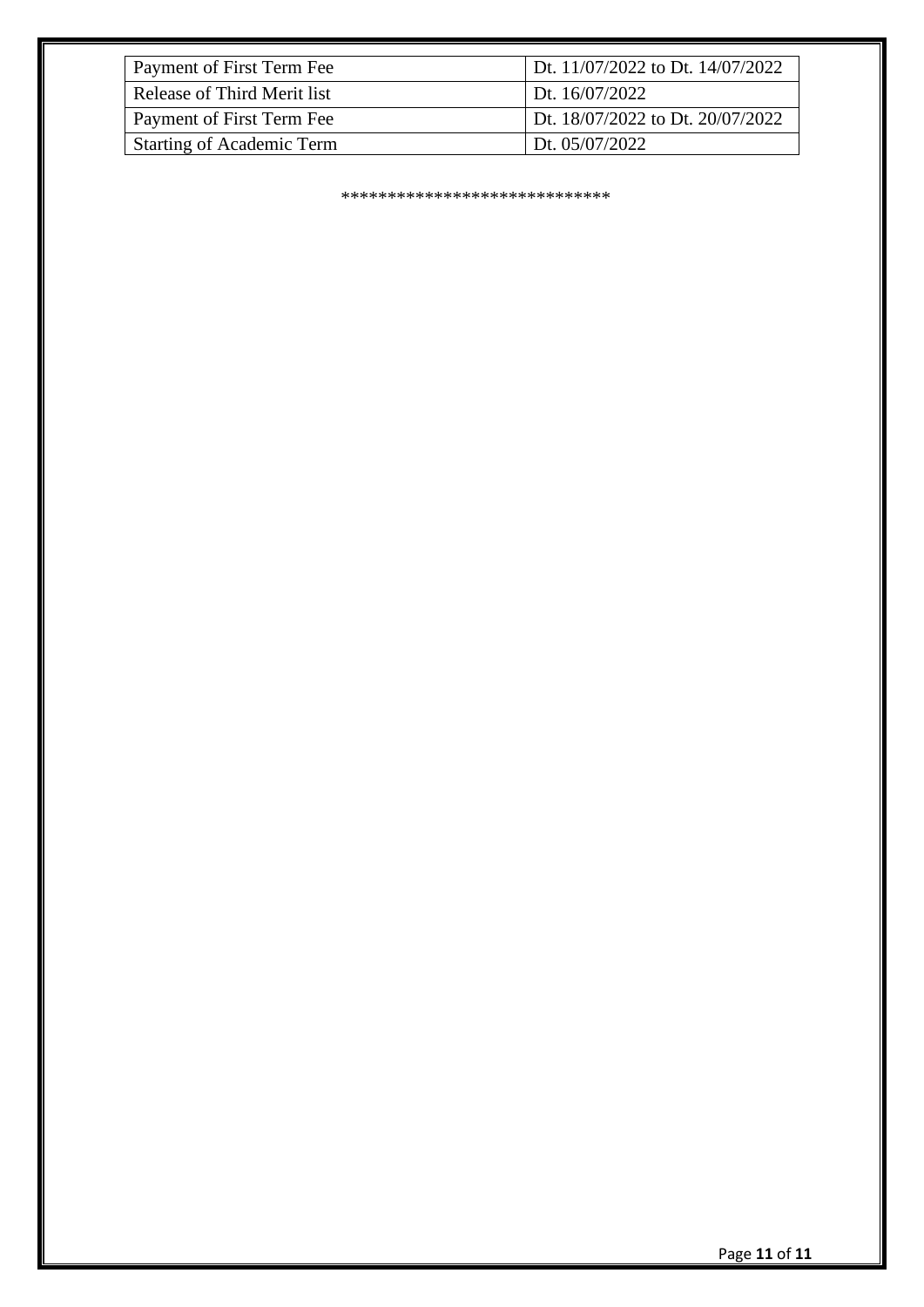| | |
|---|---|
| Payment of First Term Fee | Dt. 11/07/2022 to Dt. 14/07/2022 |
| Release of Third Merit list | Dt. 16/07/2022 |
| Payment of First Term Fee | Dt. 18/07/2022 to Dt. 20/07/2022 |
| Starting of Academic Term | Dt. 05/07/2022 |

****************************